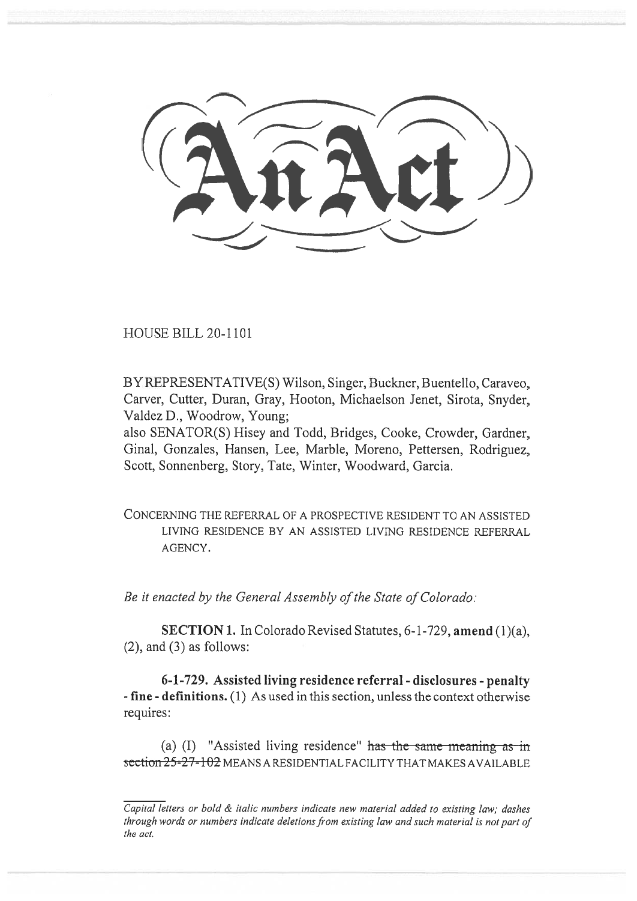# An Act

HOUSE BILL 20-1101

BY REPRESENTATIVE(S) Wilson, Singer, Buckner, Buentello, Caraveo, Carver, Cutter, Duran, Gray, Hooton, Michaelson Jenet, Sirota, Snyder, Valdez D., Woodrow, Young;
also SENATOR(S) Hisey and Todd, Bridges, Cooke, Crowder, Gardner, Ginal, Gonzales, Hansen, Lee, Marble, Moreno, Pettersen, Rodriguez, Scott, Sonnenberg, Story, Tate, Winter, Woodward, Garcia.

CONCERNING THE REFERRAL OF A PROSPECTIVE RESIDENT TO AN ASSISTED LIVING RESIDENCE BY AN ASSISTED LIVING RESIDENCE REFERRAL AGENCY.

*Be it enacted by the General Assembly of the State of Colorado:*

**SECTION 1.** In Colorado Revised Statutes, 6-1-729, **amend** (1)(a), (2), and (3) as follows:

**6-1-729. Assisted living residence referral - disclosures - penalty - fine - definitions.** (1) As used in this section, unless the context otherwise requires:

(a) (I) "Assisted living residence" ~~has the same meaning as in section 25-27-102~~ MEANS A RESIDENTIAL FACILITY THAT MAKES AVAILABLE

*Capital letters or bold & italic numbers indicate new material added to existing law; dashes through words or numbers indicate deletions from existing law and such material is not part of the act.*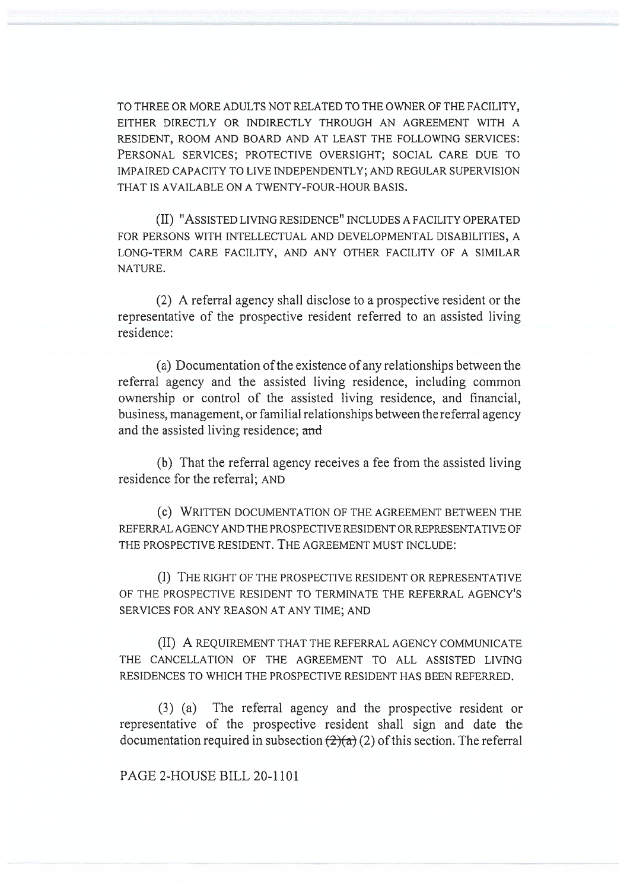TO THREE OR MORE ADULTS NOT RELATED TO THE OWNER OF THE FACILITY, EITHER DIRECTLY OR INDIRECTLY THROUGH AN AGREEMENT WITH A RESIDENT, ROOM AND BOARD AND AT LEAST THE FOLLOWING SERVICES: PERSONAL SERVICES; PROTECTIVE OVERSIGHT; SOCIAL CARE DUE TO IMPAIRED CAPACITY TO LIVE INDEPENDENTLY; AND REGULAR SUPERVISION THAT IS AVAILABLE ON A TWENTY-FOUR-HOUR BASIS.

(II) "ASSISTED LIVING RESIDENCE" INCLUDES A FACILITY OPERATED FOR PERSONS WITH INTELLECTUAL AND DEVELOPMENTAL DISABILITIES, A LONG-TERM CARE FACILITY, AND ANY OTHER FACILITY OF A SIMILAR NATURE.

(2) A referral agency shall disclose to a prospective resident or the representative of the prospective resident referred to an assisted living residence:

(a) Documentation of the existence of any relationships between the referral agency and the assisted living residence, including common ownership or control of the assisted living residence, and financial, business, management, or familial relationships between the referral agency and the assisted living residence; ~~and~~

(b) That the referral agency receives a fee from the assisted living residence for the referral; AND

(c) WRITTEN DOCUMENTATION OF THE AGREEMENT BETWEEN THE REFERRAL AGENCY AND THE PROSPECTIVE RESIDENT OR REPRESENTATIVE OF THE PROSPECTIVE RESIDENT. THE AGREEMENT MUST INCLUDE:

(I) THE RIGHT OF THE PROSPECTIVE RESIDENT OR REPRESENTATIVE OF THE PROSPECTIVE RESIDENT TO TERMINATE THE REFERRAL AGENCY'S SERVICES FOR ANY REASON AT ANY TIME; AND

(II) A REQUIREMENT THAT THE REFERRAL AGENCY COMMUNICATE THE CANCELLATION OF THE AGREEMENT TO ALL ASSISTED LIVING RESIDENCES TO WHICH THE PROSPECTIVE RESIDENT HAS BEEN REFERRED.

(3) (a) The referral agency and the prospective resident or representative of the prospective resident shall sign and date the documentation required in subsection ~~(2)(a)~~ (2) of this section. The referral

PAGE 2-HOUSE BILL 20-1101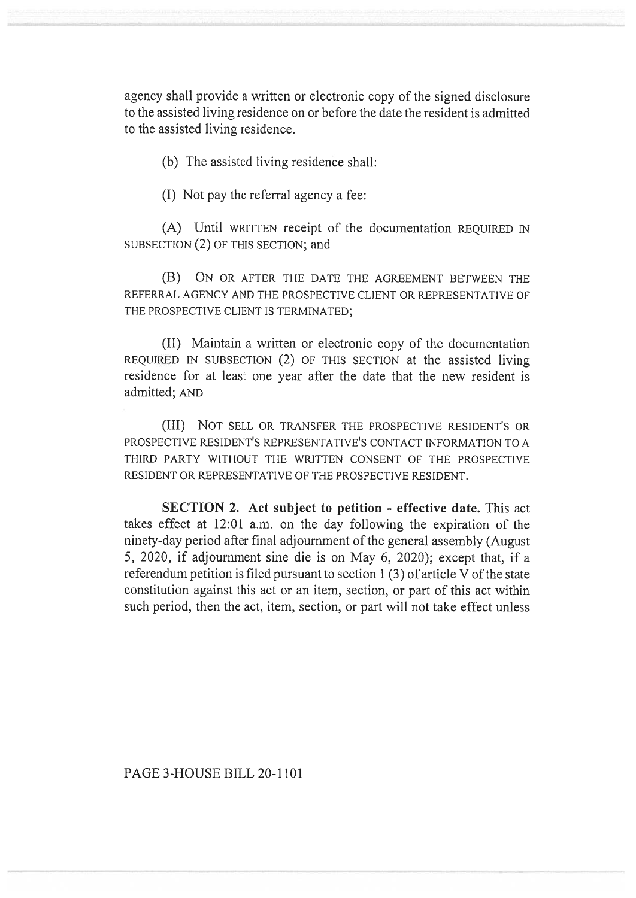agency shall provide a written or electronic copy of the signed disclosure to the assisted living residence on or before the date the resident is admitted to the assisted living residence.

(b) The assisted living residence shall:

(I) Not pay the referral agency a fee:

(A) Until WRITTEN receipt of the documentation REQUIRED IN SUBSECTION (2) OF THIS SECTION; and

(B) ON OR AFTER THE DATE THE AGREEMENT BETWEEN THE REFERRAL AGENCY AND THE PROSPECTIVE CLIENT OR REPRESENTATIVE OF THE PROSPECTIVE CLIENT IS TERMINATED;

(II) Maintain a written or electronic copy of the documentation REQUIRED IN SUBSECTION (2) OF THIS SECTION at the assisted living residence for at least one year after the date that the new resident is admitted; AND

(III) NOT SELL OR TRANSFER THE PROSPECTIVE RESIDENT'S OR PROSPECTIVE RESIDENT'S REPRESENTATIVE'S CONTACT INFORMATION TO A THIRD PARTY WITHOUT THE WRITTEN CONSENT OF THE PROSPECTIVE RESIDENT OR REPRESENTATIVE OF THE PROSPECTIVE RESIDENT.

**SECTION 2. Act subject to petition - effective date.** This act takes effect at 12:01 a.m. on the day following the expiration of the ninety-day period after final adjournment of the general assembly (August 5, 2020, if adjournment sine die is on May 6, 2020); except that, if a referendum petition is filed pursuant to section 1 (3) of article V of the state constitution against this act or an item, section, or part of this act within such period, then the act, item, section, or part will not take effect unless

PAGE 3-HOUSE BILL 20-1101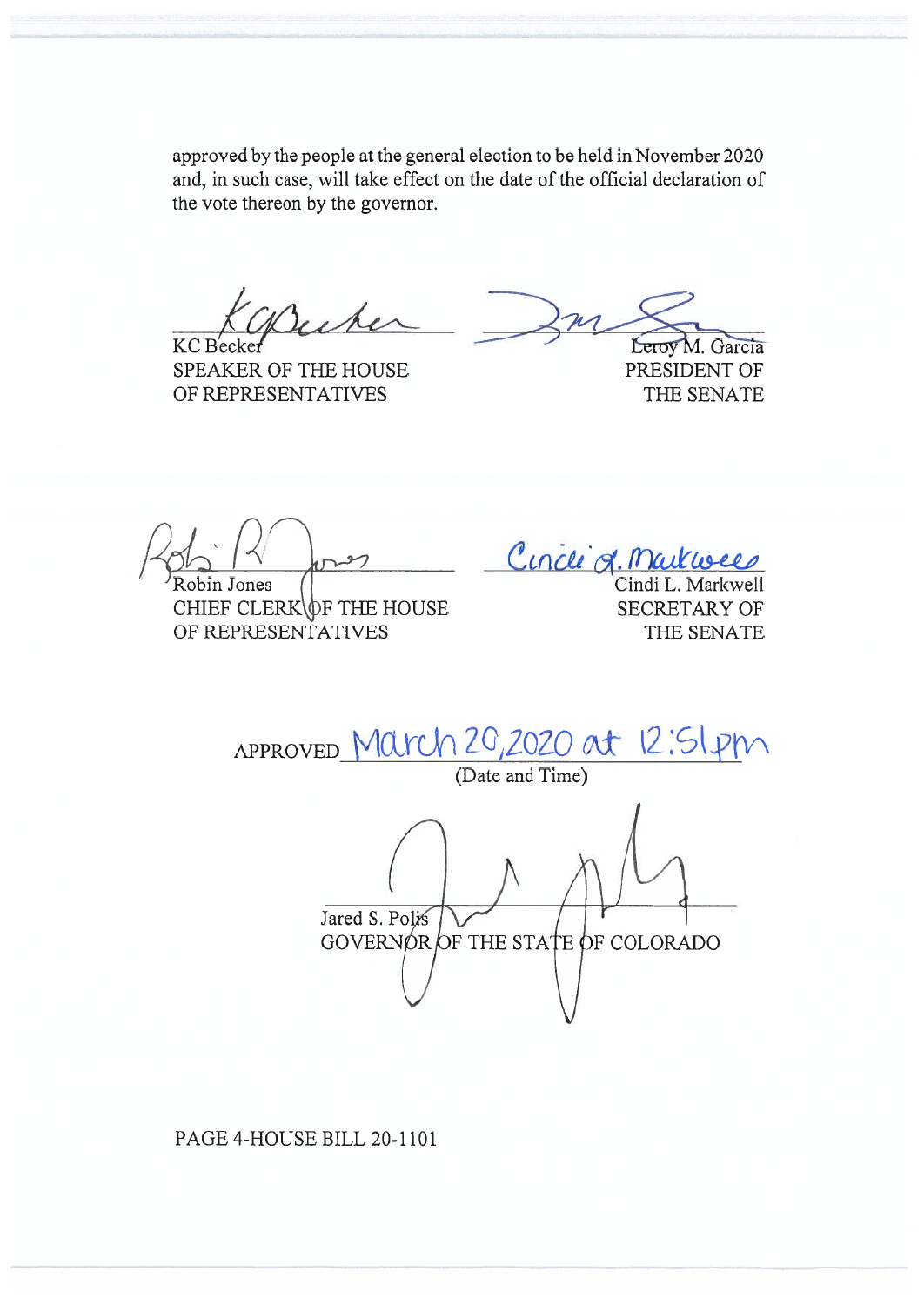approved by the people at the general election to be held in November 2020 and, in such case, will take effect on the date of the official declaration of the vote thereon by the governor.

| | |
|---|---|
| KC Becker<br>SPEAKER OF THE HOUSE<br>OF REPRESENTATIVES | Leroy M. Garcia<br>PRESIDENT OF<br>THE SENATE |
| Robin Jones<br>CHIEF CLERK OF THE HOUSE<br>OF REPRESENTATIVES | Cindi L. Markwell<br>SECRETARY OF<br>THE SENATE |

APPROVED March 20, 2020 at 12:51pm
(Date and Time)

Jared S. Polis
GOVERNOR OF THE STATE OF COLORADO

PAGE 4-HOUSE BILL 20-1101